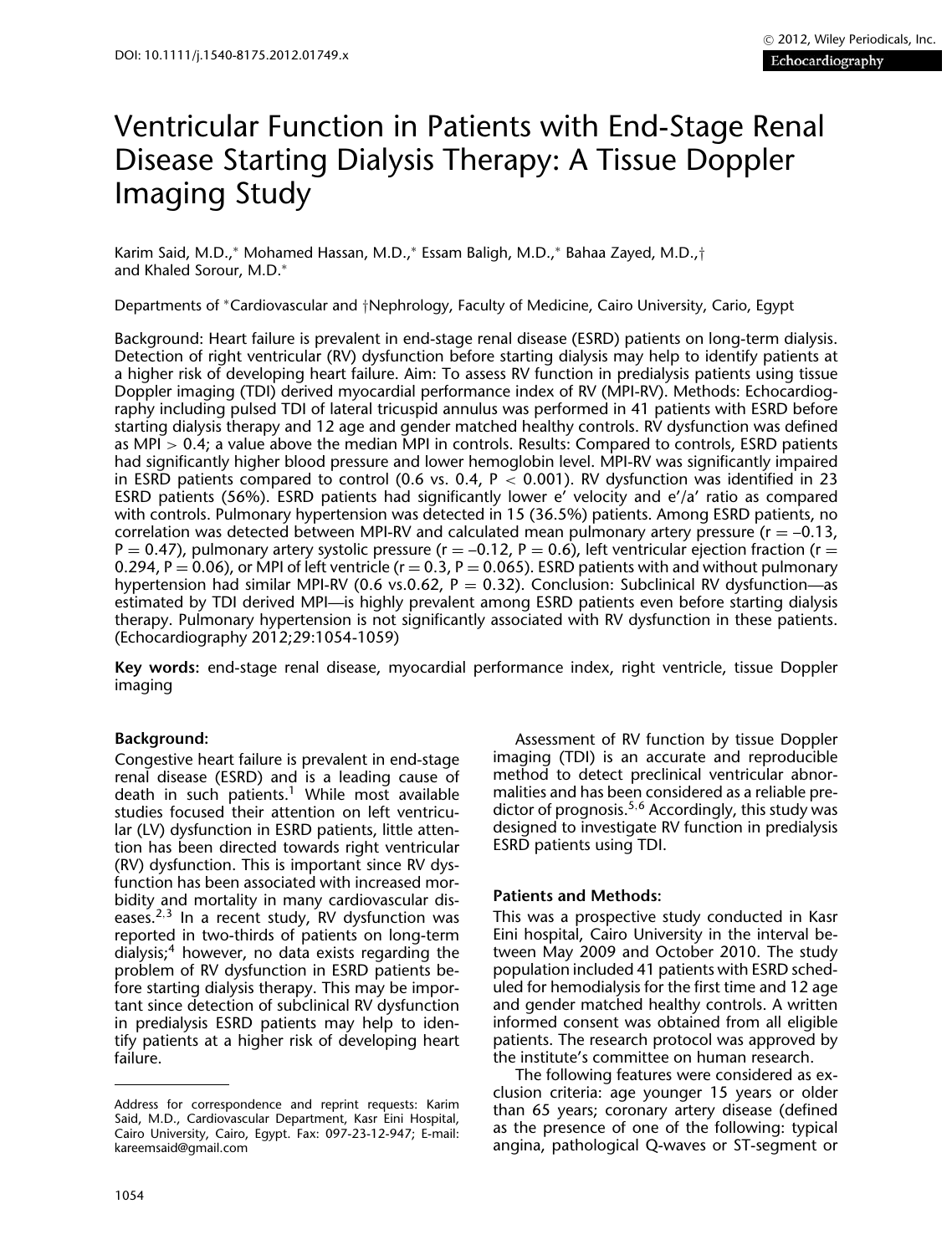# Ventricular Function in Patients with End-Stage Renal Disease Starting Dialysis Therapy: A Tissue Doppler Imaging Study

Karim Said, M.D.,* Mohamed Hassan, M.D.,* Essam Baligh, M.D.,* Bahaa Zayed, M.D.,† and Khaled Sorour, M.D.*

Departments of *Cardiovascular and †Nephrology, Faculty of Medicine, Cairo University, Cario, Egypt

Background: Heart failure is prevalent in end-stage renal disease (ESRD) patients on long-term dialysis. Detection of right ventricular (RV) dysfunction before starting dialysis may help to identify patients at a higher risk of developing heart failure. Aim: To assess RV function in predialysis patients using tissue Doppler imaging (TDI) derived myocardial performance index of RV (MPI-RV). Methods: Echocardiography including pulsed TDI of lateral tricuspid annulus was performed in 41 patients with ESRD before starting dialysis therapy and 12 age and gender matched healthy controls. RV dysfunction was defined as MPI > 0.4; a value above the median MPI in controls. Results: Compared to controls, ESRD patients had significantly higher blood pressure and lower hemoglobin level. MPI-RV was significantly impaired in ESRD patients compared to control (0.6 vs. 0.4, $P < 0.001$). RV dysfunction was identified in 23 ESRD patients (56%). ESRD patients had significantly lower e′ velocity and e′/a′ ratio as compared with controls. Pulmonary hypertension was detected in 15 (36.5%) patients. Among ESRD patients, no correlation was detected between MPI-RV and calculated mean pulmonary artery pressure ($r = -0.13$, $P = 0.47$), pulmonary artery systolic pressure ($r = -0.12$, $P = 0.6$), left ventricular ejection fraction ($r = 0.294$, $P = 0.06$), or MPI of left ventricle ($r = 0.3$, $P = 0.065$). ESRD patients with and without pulmonary hypertension had similar MPI-RV (0.6 vs.0.62, $P = 0.32$). Conclusion: Subclinical RV dysfunction—as estimated by TDI derived MPI—is highly prevalent among ESRD patients even before starting dialysis therapy. Pulmonary hypertension is not significantly associated with RV dysfunction in these patients. (Echocardiography 2012;29:1054-1059)

**Key words:** end-stage renal disease, myocardial performance index, right ventricle, tissue Doppler imaging

## Background:

Congestive heart failure is prevalent in end-stage renal disease (ESRD) and is a leading cause of death in such patients.[1] While most available studies focused their attention on left ventricular (LV) dysfunction in ESRD patients, little attention has been directed towards right ventricular (RV) dysfunction. This is important since RV dysfunction has been associated with increased morbidity and mortality in many cardiovascular diseases.[2,3] In a recent study, RV dysfunction was reported in two-thirds of patients on long-term dialysis;[4] however, no data exists regarding the problem of RV dysfunction in ESRD patients before starting dialysis therapy. This may be important since detection of subclinical RV dysfunction in predialysis ESRD patients may help to identify patients at a higher risk of developing heart failure.

Assessment of RV function by tissue Doppler imaging (TDI) is an accurate and reproducible method to detect preclinical ventricular abnormalities and has been considered as a reliable predictor of prognosis.[5,6] Accordingly, this study was designed to investigate RV function in predialysis ESRD patients using TDI.

## Patients and Methods:

This was a prospective study conducted in Kasr Eini hospital, Cairo University in the interval between May 2009 and October 2010. The study population included 41 patients with ESRD scheduled for hemodialysis for the first time and 12 age and gender matched healthy controls. A written informed consent was obtained from all eligible patients. The research protocol was approved by the institute's committee on human research.

The following features were considered as exclusion criteria: age younger 15 years or older than 65 years; coronary artery disease (defined as the presence of one of the following: typical angina, pathological Q-waves or ST-segment or

---

Address for correspondence and reprint requests: Karim Said, M.D., Cardiovascular Department, Kasr Eini Hospital, Cairo University, Cairo, Egypt. Fax: 097-23-12-947; E-mail: kareemsaid@gmail.com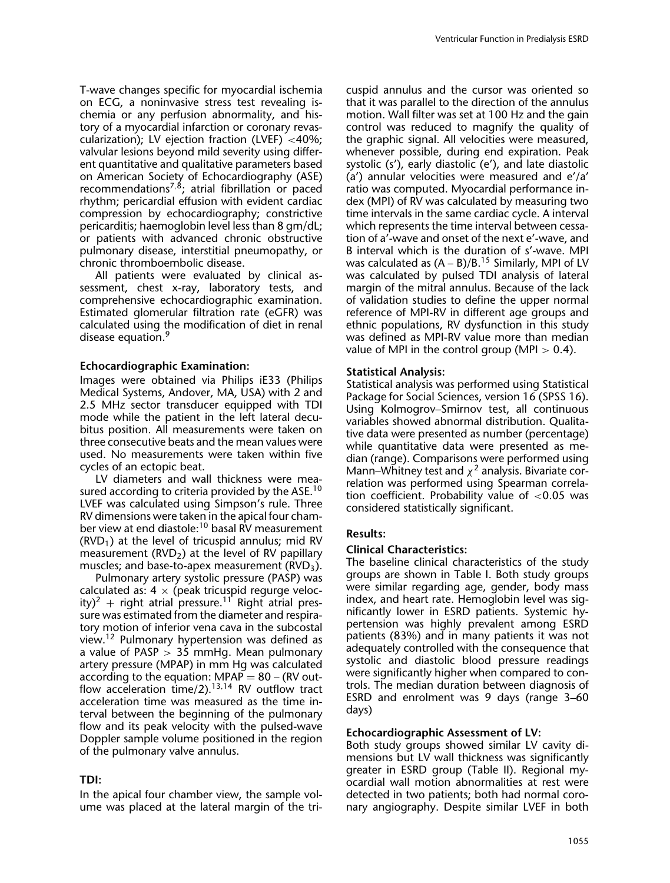T-wave changes specific for myocardial ischemia on ECG, a noninvasive stress test revealing ischemia or any perfusion abnormality, and history of a myocardial infarction or coronary revascularization); LV ejection fraction (LVEF) <40%; valvular lesions beyond mild severity using different quantitative and qualitative parameters based on American Society of Echocardiography (ASE) recommendations[7,8]; atrial fibrillation or paced rhythm; pericardial effusion with evident cardiac compression by echocardiography; constrictive pericarditis; haemoglobin level less than 8 gm/dL; or patients with advanced chronic obstructive pulmonary disease, interstitial pneumopathy, or chronic thromboembolic disease.

All patients were evaluated by clinical assessment, chest x-ray, laboratory tests, and comprehensive echocardiographic examination. Estimated glomerular filtration rate (eGFR) was calculated using the modification of diet in renal disease equation.[9]

### Echocardiographic Examination:

Images were obtained via Philips iE33 (Philips Medical Systems, Andover, MA, USA) with 2 and 2.5 MHz sector transducer equipped with TDI mode while the patient in the left lateral decubitus position. All measurements were taken on three consecutive beats and the mean values were used. No measurements were taken within five cycles of an ectopic beat.

LV diameters and wall thickness were measured according to criteria provided by the ASE.[10] LVEF was calculated using Simpson's rule. Three RV dimensions were taken in the apical four chamber view at end diastole:[10] basal RV measurement ($RVD_1$) at the level of tricuspid annulus; mid RV measurement ($RVD_2$) at the level of RV papillary muscles; and base-to-apex measurement ($RVD_3$).

Pulmonary artery systolic pressure (PASP) was calculated as: $4 \times (\text{peak tricuspid regurge velocity})^2 + \text{right atrial pressure}$.[11] Right atrial pressure was estimated from the diameter and respiratory motion of inferior vena cava in the subcostal view.[12] Pulmonary hypertension was defined as a value of PASP > 35 mmHg. Mean pulmonary artery pressure (MPAP) in mm Hg was calculated according to the equation: $MPAP = 80 - (\text{RV outflow acceleration time}/2)$.[13,14] RV outflow tract acceleration time was measured as the time interval between the beginning of the pulmonary flow and its peak velocity with the pulsed-wave Doppler sample volume positioned in the region of the pulmonary valve annulus.

### TDI:

In the apical four chamber view, the sample volume was placed at the lateral margin of the tricuspid annulus and the cursor was oriented so that it was parallel to the direction of the annulus motion. Wall filter was set at 100 Hz and the gain control was reduced to magnify the quality of the graphic signal. All velocities were measured, whenever possible, during end expiration. Peak systolic (s'), early diastolic (e'), and late diastolic (a') annular velocities were measured and e'/a' ratio was computed. Myocardial performance index (MPI) of RV was calculated by measuring two time intervals in the same cardiac cycle. A interval which represents the time interval between cessation of a'-wave and onset of the next e'-wave, and B interval which is the duration of s'-wave. MPI was calculated as $(A - B)/B$.[15] Similarly, MPI of LV was calculated by pulsed TDI analysis of lateral margin of the mitral annulus. Because of the lack of validation studies to define the upper normal reference of MPI-RV in different age groups and ethnic populations, RV dysfunction in this study was defined as MPI-RV value more than median value of MPI in the control group (MPI > 0.4).

### Statistical Analysis:

Statistical analysis was performed using Statistical Package for Social Sciences, version 16 (SPSS 16). Using Kolmogrov–Smirnov test, all continuous variables showed abnormal distribution. Qualitative data were presented as number (percentage) while quantitative data were presented as median (range). Comparisons were performed using Mann–Whitney test and $\chi^2$ analysis. Bivariate correlation was performed using Spearman correlation coefficient. Probability value of $<0.05$ was considered statistically significant.

## Results:

### Clinical Characteristics:

The baseline clinical characteristics of the study groups are shown in Table I. Both study groups were similar regarding age, gender, body mass index, and heart rate. Hemoglobin level was significantly lower in ESRD patients. Systemic hypertension was highly prevalent among ESRD patients (83%) and in many patients it was not adequately controlled with the consequence that systolic and diastolic blood pressure readings were significantly higher when compared to controls. The median duration between diagnosis of ESRD and enrolment was 9 days (range 3–60 days)

### Echocardiographic Assessment of LV:

Both study groups showed similar LV cavity dimensions but LV wall thickness was significantly greater in ESRD group (Table II). Regional myocardial wall motion abnormalities at rest were detected in two patients; both had normal coronary angiography. Despite similar LVEF in both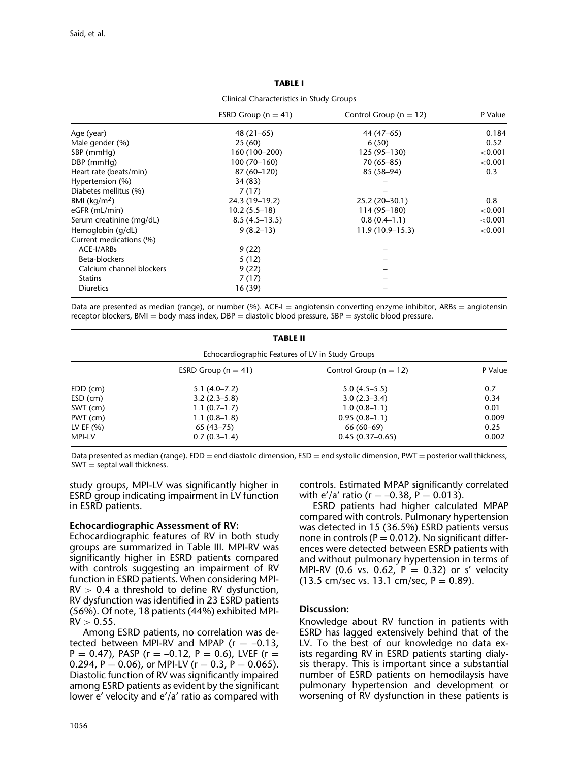**TABLE I**

Clinical Characteristics in Study Groups

| | ESRD Group (n = 41) | Control Group (n = 12) | P Value |
|---|---|---|---|
| Age (year) | 48 (21–65) | 44 (47–65) | 0.184 |
| Male gender (%) | 25 (60) | 6 (50) | 0.52 |
| SBP (mmHg) | 160 (100–200) | 125 (95–130) | <0.001 |
| DBP (mmHg) | 100 (70–160) | 70 (65–85) | <0.001 |
| Heart rate (beats/min) | 87 (60–120) | 85 (58–94) | 0.3 |
| Hypertension (%) | 34 (83) | – | |
| Diabetes mellitus (%) | 7 (17) | – | |
| BMI (kg/m$^2$) | 24.3 (19–19.2) | 25.2 (20–30.1) | 0.8 |
| eGFR (mL/min) | 10.2 (5.5–18) | 114 (95–180) | <0.001 |
| Serum creatinine (mg/dL) | 8.5 (4.5–13.5) | 0.8 (0.4–1.1) | <0.001 |
| Hemoglobin (g/dL) | 9 (8.2–13) | 11.9 (10.9–15.3) | <0.001 |
| Current medications (%) | | | |
| ACE-I/ARBs | 9 (22) | – | |
| Beta-blockers | 5 (12) | – | |
| Calcium channel blockers | 9 (22) | – | |
| Statins | 7 (17) | – | |
| Diuretics | 16 (39) | – | |

Data are presented as median (range), or number (%). ACE-I = angiotensin converting enzyme inhibitor, ARBs = angiotensin receptor blockers, BMI = body mass index, DBP = diastolic blood pressure, SBP = systolic blood pressure.

**TABLE II**

Echocardiographic Features of LV in Study Groups

| | ESRD Group (n = 41) | Control Group (n = 12) | P Value |
|---|---|---|---|
| EDD (cm) | 5.1 (4.0–7.2) | 5.0 (4.5–5.5) | 0.7 |
| ESD (cm) | 3.2 (2.3–5.8) | 3.0 (2.3–3.4) | 0.34 |
| SWT (cm) | 1.1 (0.7–1.7) | 1.0 (0.8–1.1) | 0.01 |
| PWT (cm) | 1.1 (0.8–1.8) | 0.95 (0.8–1.1) | 0.009 |
| LV EF (%) | 65 (43–75) | 66 (60–69) | 0.25 |
| MPI-LV | 0.7 (0.3–1.4) | 0.45 (0.37–0.65) | 0.002 |

Data presented as median (range). EDD = end diastolic dimension, ESD = end systolic dimension, PWT = posterior wall thickness, SWT = septal wall thickness.

study groups, MPI-LV was significantly higher in ESRD group indicating impairment in LV function in ESRD patients.

### Echocardiographic Assessment of RV:

Echocardiographic features of RV in both study groups are summarized in Table III. MPI-RV was significantly higher in ESRD patients compared with controls suggesting an impairment of RV function in ESRD patients. When considering MPI-RV > 0.4 a threshold to define RV dysfunction, RV dysfunction was identified in 23 ESRD patients (56%). Of note, 18 patients (44%) exhibited MPI-RV > 0.55.

Among ESRD patients, no correlation was detected between MPI-RV and MPAP ($r = -0.13$, $P = 0.47$), PASP ($r = -0.12$, $P = 0.6$), LVEF ($r = 0.294$, $P = 0.06$), or MPI-LV ($r = 0.3$, $P = 0.065$). Diastolic function of RV was significantly impaired among ESRD patients as evident by the significant lower e′ velocity and e′/a′ ratio as compared with controls. Estimated MPAP significantly correlated with e′/a′ ratio ($r = -0.38$, $P = 0.013$).

ESRD patients had higher calculated MPAP compared with controls. Pulmonary hypertension was detected in 15 (36.5%) ESRD patients versus none in controls ($P = 0.012$). No significant differences were detected between ESRD patients with and without pulmonary hypertension in terms of MPI-RV (0.6 vs. 0.62, $P = 0.32$) or s′ velocity (13.5 cm/sec vs. 13.1 cm/sec, $P = 0.89$).

## Discussion:

Knowledge about RV function in patients with ESRD has lagged extensively behind that of the LV. To the best of our knowledge no data exists regarding RV in ESRD patients starting dialysis therapy. This is important since a substantial number of ESRD patients on hemodilaysis have pulmonary hypertension and development or worsening of RV dysfunction in these patients is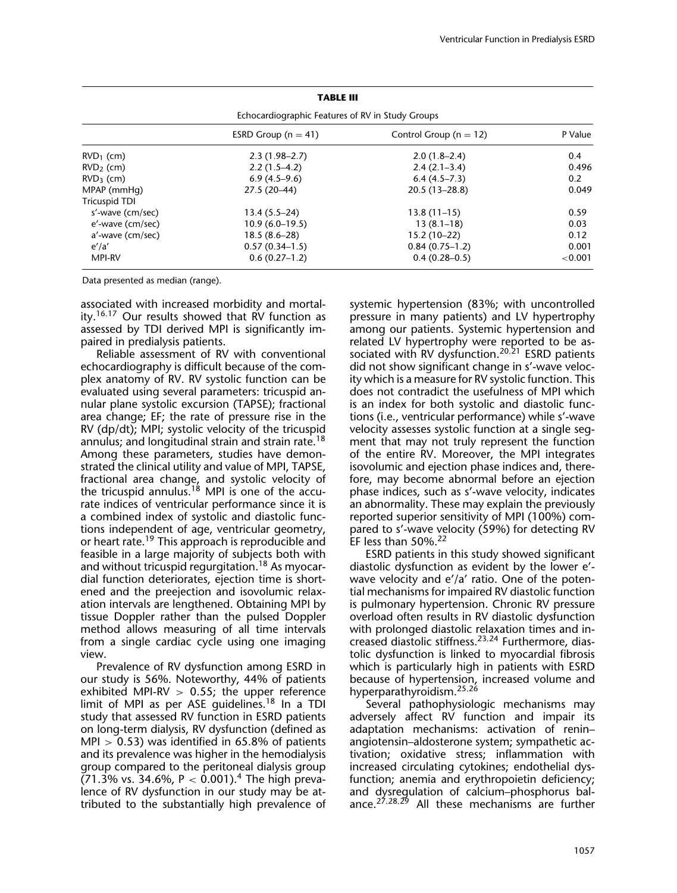**TABLE III**

Echocardiographic Features of RV in Study Groups

| | ESRD Group ($n = 41$) | Control Group ($n = 12$) | P Value |
|---|---|---|---|
| $RVD_1$ (cm) | 2.3 (1.98–2.7) | 2.0 (1.8–2.4) | 0.4 |
| $RVD_2$ (cm) | 2.2 (1.5–4.2) | 2.4 (2.1–3.4) | 0.496 |
| $RVD_3$ (cm) | 6.9 (4.5–9.6) | 6.4 (4.5–7.3) | 0.2 |
| MPAP (mmHg) | 27.5 (20–44) | 20.5 (13–28.8) | 0.049 |
| Tricuspid TDI | | | |
| s′-wave (cm/sec) | 13.4 (5.5–24) | 13.8 (11–15) | 0.59 |
| e′-wave (cm/sec) | 10.9 (6.0–19.5) | 13 (8.1–18) | 0.03 |
| a′-wave (cm/sec) | 18.5 (8.6–28) | 15.2 (10–22) | 0.12 |
| e′/a′ | 0.57 (0.34–1.5) | 0.84 (0.75–1.2) | 0.001 |
| MPI-RV | 0.6 (0.27–1.2) | 0.4 (0.28–0.5) | <0.001 |

Data presented as median (range).

associated with increased morbidity and mortality.[16,17] Our results showed that RV function as assessed by TDI derived MPI is significantly impaired in predialysis patients.

Reliable assessment of RV with conventional echocardiography is difficult because of the complex anatomy of RV. RV systolic function can be evaluated using several parameters: tricuspid annular plane systolic excursion (TAPSE); fractional area change; EF; the rate of pressure rise in the RV (dp/dt); MPI; systolic velocity of the tricuspid annulus; and longitudinal strain and strain rate.[18] Among these parameters, studies have demonstrated the clinical utility and value of MPI, TAPSE, fractional area change, and systolic velocity of the tricuspid annulus.[18] MPI is one of the accurate indices of ventricular performance since it is a combined index of systolic and diastolic functions independent of age, ventricular geometry, or heart rate.[19] This approach is reproducible and feasible in a large majority of subjects both with and without tricuspid regurgitation.[18] As myocardial function deteriorates, ejection time is shortened and the preejection and isovolumic relaxation intervals are lengthened. Obtaining MPI by tissue Doppler rather than the pulsed Doppler method allows measuring of all time intervals from a single cardiac cycle using one imaging view.

Prevalence of RV dysfunction among ESRD in our study is 56%. Noteworthy, 44% of patients exhibited MPI-RV $> 0.55$; the upper reference limit of MPI as per ASE guidelines.[18] In a TDI study that assessed RV function in ESRD patients on long-term dialysis, RV dysfunction (defined as MPI $> 0.53$) was identified in 65.8% of patients and its prevalence was higher in the hemodialysis group compared to the peritoneal dialysis group (71.3% vs. 34.6%, $P < 0.001$).[4] The high prevalence of RV dysfunction in our study may be attributed to the substantially high prevalence of systemic hypertension (83%; with uncontrolled pressure in many patients) and LV hypertrophy among our patients. Systemic hypertension and related LV hypertrophy were reported to be associated with RV dysfunction.[20,21] ESRD patients did not show significant change in s′-wave velocity which is a measure for RV systolic function. This does not contradict the usefulness of MPI which is an index for both systolic and diastolic functions (i.e., ventricular performance) while s′-wave velocity assesses systolic function at a single segment that may not truly represent the function of the entire RV. Moreover, the MPI integrates isovolumic and ejection phase indices and, therefore, may become abnormal before an ejection phase indices, such as s′-wave velocity, indicates an abnormality. These may explain the previously reported superior sensitivity of MPI (100%) compared to s′-wave velocity (59%) for detecting RV EF less than 50%.[22]

ESRD patients in this study showed significant diastolic dysfunction as evident by the lower e′-wave velocity and e′/a′ ratio. One of the potential mechanisms for impaired RV diastolic function is pulmonary hypertension. Chronic RV pressure overload often results in RV diastolic dysfunction with prolonged diastolic relaxation times and increased diastolic stiffness.[23,24] Furthermore, diastolic dysfunction is linked to myocardial fibrosis which is particularly high in patients with ESRD because of hypertension, increased volume and hyperparathyroidism.[25,26]

Several pathophysiologic mechanisms may adversely affect RV function and impair its adaptation mechanisms: activation of renin–angiotensin–aldosterone system; sympathetic activation; oxidative stress; inflammation with increased circulating cytokines; endothelial dysfunction; anemia and erythropoietin deficiency; and dysregulation of calcium–phosphorus balance.[27,28,29] All these mechanisms are further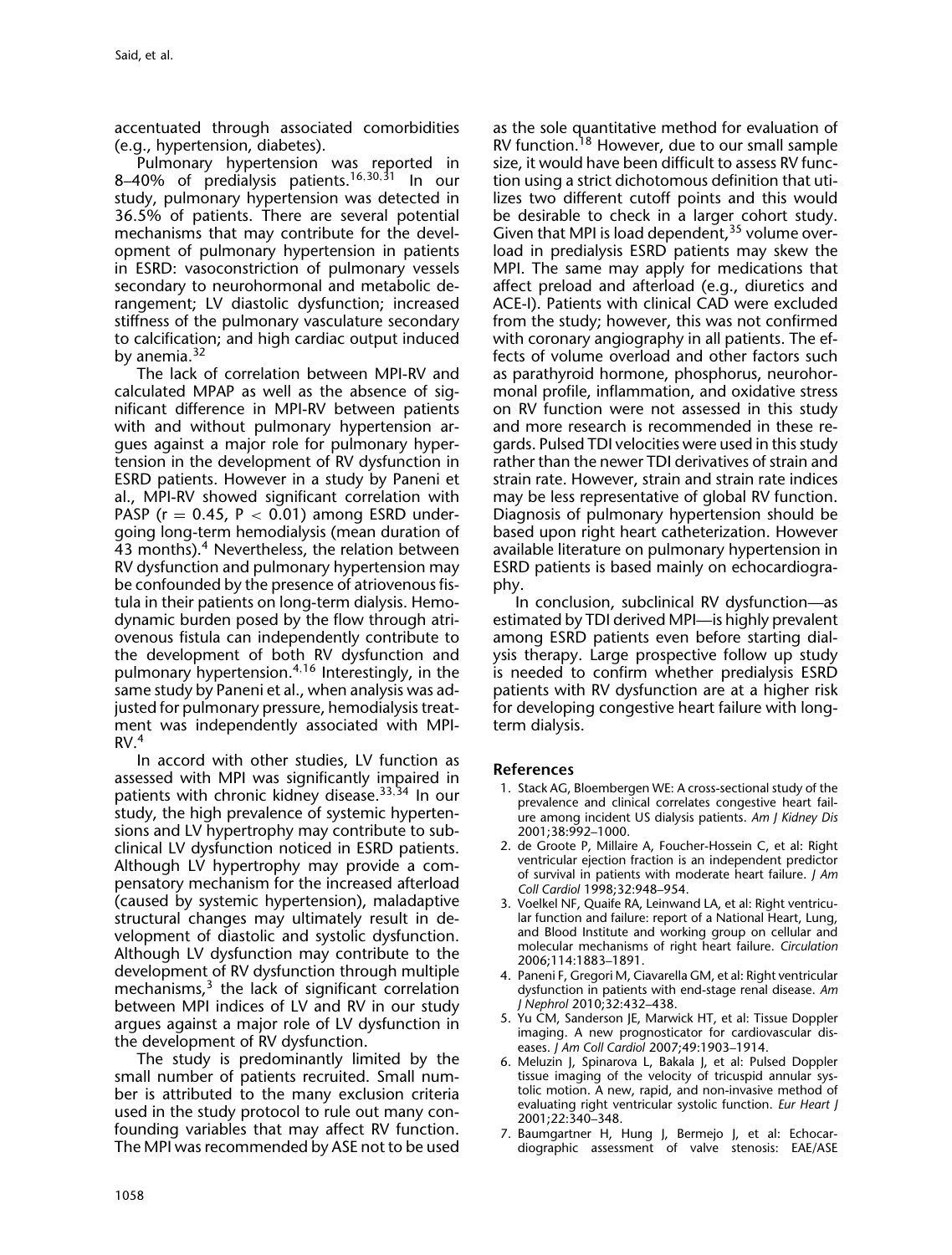accentuated through associated comorbidities (e.g., hypertension, diabetes).

Pulmonary hypertension was reported in 8–40% of predialysis patients.[16,30,31] In our study, pulmonary hypertension was detected in 36.5% of patients. There are several potential mechanisms that may contribute for the development of pulmonary hypertension in patients in ESRD: vasoconstriction of pulmonary vessels secondary to neurohormonal and metabolic derangement; LV diastolic dysfunction; increased stiffness of the pulmonary vasculature secondary to calcification; and high cardiac output induced by anemia.[32]

The lack of correlation between MPI-RV and calculated MPAP as well as the absence of significant difference in MPI-RV between patients with and without pulmonary hypertension argues against a major role for pulmonary hypertension in the development of RV dysfunction in ESRD patients. However in a study by Paneni et al., MPI-RV showed significant correlation with PASP ($r = 0.45$, $P < 0.01$) among ESRD undergoing long-term hemodialysis (mean duration of 43 months).[4] Nevertheless, the relation between RV dysfunction and pulmonary hypertension may be confounded by the presence of atriovenous fistula in their patients on long-term dialysis. Hemodynamic burden posed by the flow through atriovenous fistula can independently contribute to the development of both RV dysfunction and pulmonary hypertension.[4,16] Interestingly, in the same study by Paneni et al., when analysis was adjusted for pulmonary pressure, hemodialysis treatment was independently associated with MPI-RV.[4]

In accord with other studies, LV function as assessed with MPI was significantly impaired in patients with chronic kidney disease.[33,34] In our study, the high prevalence of systemic hypertensions and LV hypertrophy may contribute to subclinical LV dysfunction noticed in ESRD patients. Although LV hypertrophy may provide a compensatory mechanism for the increased afterload (caused by systemic hypertension), maladaptive structural changes may ultimately result in development of diastolic and systolic dysfunction. Although LV dysfunction may contribute to the development of RV dysfunction through multiple mechanisms,[3] the lack of significant correlation between MPI indices of LV and RV in our study argues against a major role of LV dysfunction in the development of RV dysfunction.

The study is predominantly limited by the small number of patients recruited. Small number is attributed to the many exclusion criteria used in the study protocol to rule out many confounding variables that may affect RV function. The MPI was recommended by ASE not to be used as the sole quantitative method for evaluation of RV function.[18] However, due to our small sample size, it would have been difficult to assess RV function using a strict dichotomous definition that utilizes two different cutoff points and this would be desirable to check in a larger cohort study. Given that MPI is load dependent,[35] volume overload in predialysis ESRD patients may skew the MPI. The same may apply for medications that affect preload and afterload (e.g., diuretics and ACE-I). Patients with clinical CAD were excluded from the study; however, this was not confirmed with coronary angiography in all patients. The effects of volume overload and other factors such as parathyroid hormone, phosphorus, neurohormonal profile, inflammation, and oxidative stress on RV function were not assessed in this study and more research is recommended in these regards. Pulsed TDI velocities were used in this study rather than the newer TDI derivatives of strain and strain rate. However, strain and strain rate indices may be less representative of global RV function. Diagnosis of pulmonary hypertension should be based upon right heart catheterization. However available literature on pulmonary hypertension in ESRD patients is based mainly on echocardiography.

In conclusion, subclinical RV dysfunction—as estimated by TDI derived MPI—is highly prevalent among ESRD patients even before starting dialysis therapy. Large prospective follow up study is needed to confirm whether predialysis ESRD patients with RV dysfunction are at a higher risk for developing congestive heart failure with long-term dialysis.

## References

1. Stack AG, Bloembergen WE: A cross-sectional study of the prevalence and clinical correlates congestive heart failure among incident US dialysis patients. *Am J Kidney Dis* 2001;38:992–1000.
2. de Groote P, Millaire A, Foucher-Hossein C, et al: Right ventricular ejection fraction is an independent predictor of survival in patients with moderate heart failure. *J Am Coll Cardiol* 1998;32:948–954.
3. Voelkel NF, Quaife RA, Leinwand LA, et al: Right ventricular function and failure: report of a National Heart, Lung, and Blood Institute and working group on cellular and molecular mechanisms of right heart failure. *Circulation* 2006;114:1883–1891.
4. Paneni F, Gregori M, Ciavarella GM, et al: Right ventricular dysfunction in patients with end-stage renal disease. *Am J Nephrol* 2010;32:432–438.
5. Yu CM, Sanderson JE, Marwick HT, et al: Tissue Doppler imaging. A new prognosticator for cardiovascular diseases. *J Am Coll Cardiol* 2007;49:1903–1914.
6. Meluzin J, Spinarova L, Bakala J, et al: Pulsed Doppler tissue imaging of the velocity of tricuspid annular systolic motion. A new, rapid, and non-invasive method of evaluating right ventricular systolic function. *Eur Heart J* 2001;22:340–348.
7. Baumgartner H, Hung J, Bermejo J, et al: Echocardiographic assessment of valve stenosis: EAE/ASE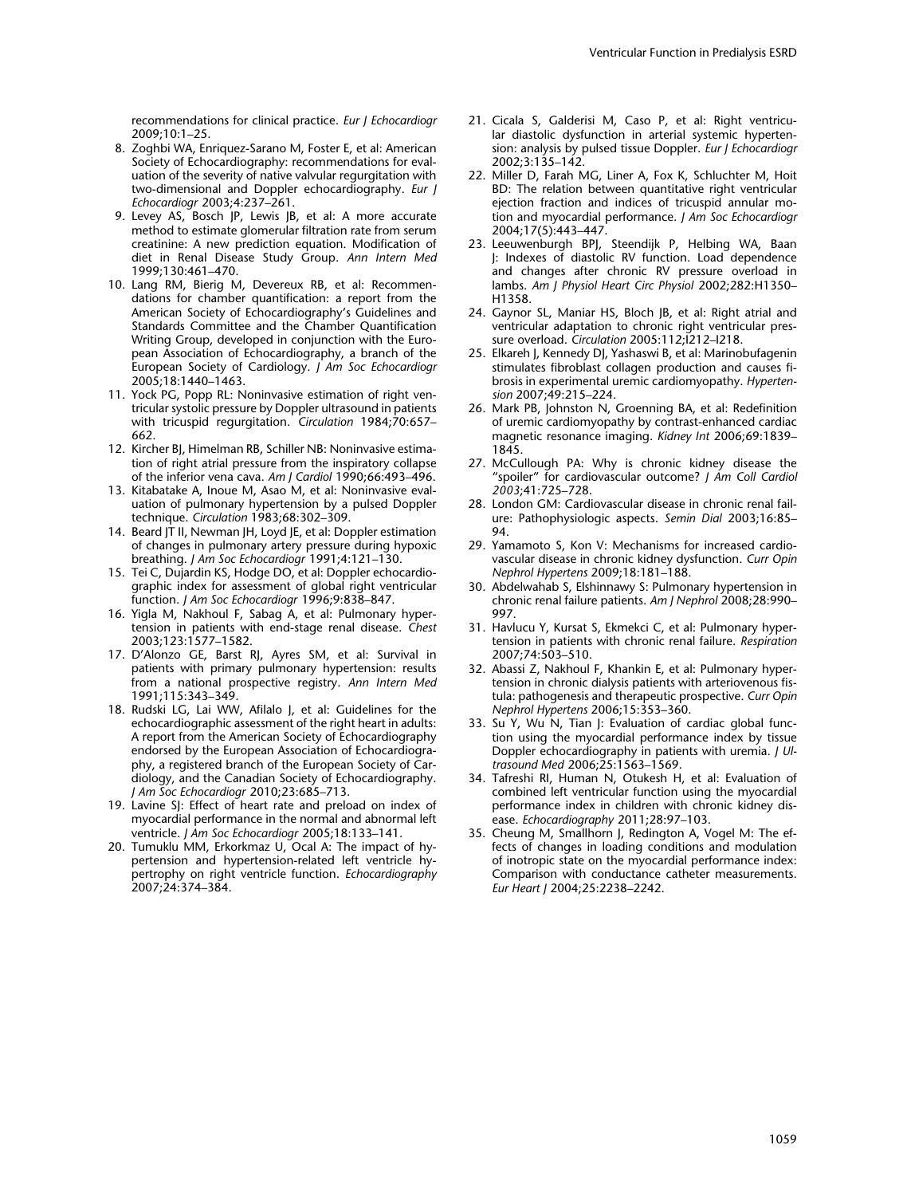recommendations for clinical practice. *Eur J Echocardiogr* 2009;10:1–25.

8. Zoghbi WA, Enriquez-Sarano M, Foster E, et al: American Society of Echocardiography: recommendations for evaluation of the severity of native valvular regurgitation with two-dimensional and Doppler echocardiography. *Eur J Echocardiogr* 2003;4:237–261.
9. Levey AS, Bosch JP, Lewis JB, et al: A more accurate method to estimate glomerular filtration rate from serum creatinine: A new prediction equation. Modification of diet in Renal Disease Study Group. *Ann Intern Med* 1999;130:461–470.
10. Lang RM, Bierig M, Devereux RB, et al: Recommendations for chamber quantification: a report from the American Society of Echocardiography's Guidelines and Standards Committee and the Chamber Quantification Writing Group, developed in conjunction with the European Association of Echocardiography, a branch of the European Society of Cardiology. *J Am Soc Echocardiogr* 2005;18:1440–1463.
11. Yock PG, Popp RL: Noninvasive estimation of right ventricular systolic pressure by Doppler ultrasound in patients with tricuspid regurgitation. *Circulation* 1984;70:657–662.
12. Kircher BJ, Himelman RB, Schiller NB: Noninvasive estimation of right atrial pressure from the inspiratory collapse of the inferior vena cava. *Am J Cardiol* 1990;66:493–496.
13. Kitabatake A, Inoue M, Asao M, et al: Noninvasive evaluation of pulmonary hypertension by a pulsed Doppler technique. *Circulation* 1983;68:302–309.
14. Beard JT II, Newman JH, Loyd JE, et al: Doppler estimation of changes in pulmonary artery pressure during hypoxic breathing. *J Am Soc Echocardiogr* 1991;4:121–130.
15. Tei C, Dujardin KS, Hodge DO, et al: Doppler echocardiographic index for assessment of global right ventricular function. *J Am Soc Echocardiogr* 1996;9:838–847.
16. Yigla M, Nakhoul F, Sabag A, et al: Pulmonary hypertension in patients with end-stage renal disease. *Chest* 2003;123:1577–1582.
17. D'Alonzo GE, Barst RJ, Ayres SM, et al: Survival in patients with primary pulmonary hypertension: results from a national prospective registry. *Ann Intern Med* 1991;115:343–349.
18. Rudski LG, Lai WW, Afilalo J, et al: Guidelines for the echocardiographic assessment of the right heart in adults: A report from the American Society of Echocardiography endorsed by the European Association of Echocardiography, a registered branch of the European Society of Cardiology, and the Canadian Society of Echocardiography. *J Am Soc Echocardiogr* 2010;23:685–713.
19. Lavine SJ: Effect of heart rate and preload on index of myocardial performance in the normal and abnormal left ventricle. *J Am Soc Echocardiogr* 2005;18:133–141.
20. Tumuklu MM, Erkorkmaz U, Ocal A: The impact of hypertension and hypertension-related left ventricle hypertrophy on right ventricle function. *Echocardiography* 2007;24:374–384.
21. Cicala S, Galderisi M, Caso P, et al: Right ventricular diastolic dysfunction in arterial systemic hypertension: analysis by pulsed tissue Doppler. *Eur J Echocardiogr* 2002;3:135–142.
22. Miller D, Farah MG, Liner A, Fox K, Schluchter M, Hoit BD: The relation between quantitative right ventricular ejection fraction and indices of tricuspid annular motion and myocardial performance. *J Am Soc Echocardiogr* 2004;17(5):443–447.
23. Leeuwenburgh BPJ, Steendijk P, Helbing WA, Baan J: Indexes of diastolic RV function. Load dependence and changes after chronic RV pressure overload in lambs. *Am J Physiol Heart Circ Physiol* 2002;282:H1350–H1358.
24. Gaynor SL, Maniar HS, Bloch JB, et al: Right atrial and ventricular adaptation to chronic right ventricular pressure overload. *Circulation* 2005:112;I212–I218.
25. Elkareh J, Kennedy DJ, Yashaswi B, et al: Marinobufagenin stimulates fibroblast collagen production and causes fibrosis in experimental uremic cardiomyopathy. *Hypertension* 2007;49:215–224.
26. Mark PB, Johnston N, Groenning BA, et al: Redefinition of uremic cardiomyopathy by contrast-enhanced cardiac magnetic resonance imaging. *Kidney Int* 2006;69:1839–1845.
27. McCullough PA: Why is chronic kidney disease the "spoiler" for cardiovascular outcome? *J Am Coll Cardiol 2003*;41:725–728.
28. London GM: Cardiovascular disease in chronic renal failure: Pathophysiologic aspects. *Semin Dial* 2003;16:85–94.
29. Yamamoto S, Kon V: Mechanisms for increased cardiovascular disease in chronic kidney dysfunction. *Curr Opin Nephrol Hypertens* 2009;18:181–188.
30. Abdelwahab S, Elshinnawy S: Pulmonary hypertension in chronic renal failure patients. *Am J Nephrol* 2008;28:990–997.
31. Havlucu Y, Kursat S, Ekmekci C, et al: Pulmonary hypertension in patients with chronic renal failure. *Respiration* 2007;74:503–510.
32. Abassi Z, Nakhoul F, Khankin E, et al: Pulmonary hypertension in chronic dialysis patients with arteriovenous fistula: pathogenesis and therapeutic prospective. *Curr Opin Nephrol Hypertens* 2006;15:353–360.
33. Su Y, Wu N, Tian J: Evaluation of cardiac global function using the myocardial performance index by tissue Doppler echocardiography in patients with uremia. *J Ultrasound Med* 2006;25:1563–1569.
34. Tafreshi RI, Human N, Otukesh H, et al: Evaluation of combined left ventricular function using the myocardial performance index in children with chronic kidney disease. *Echocardiography* 2011;28:97–103.
35. Cheung M, Smallhorn J, Redington A, Vogel M: The effects of changes in loading conditions and modulation of inotropic state on the myocardial performance index: Comparison with conductance catheter measurements. *Eur Heart J* 2004;25:2238–2242.